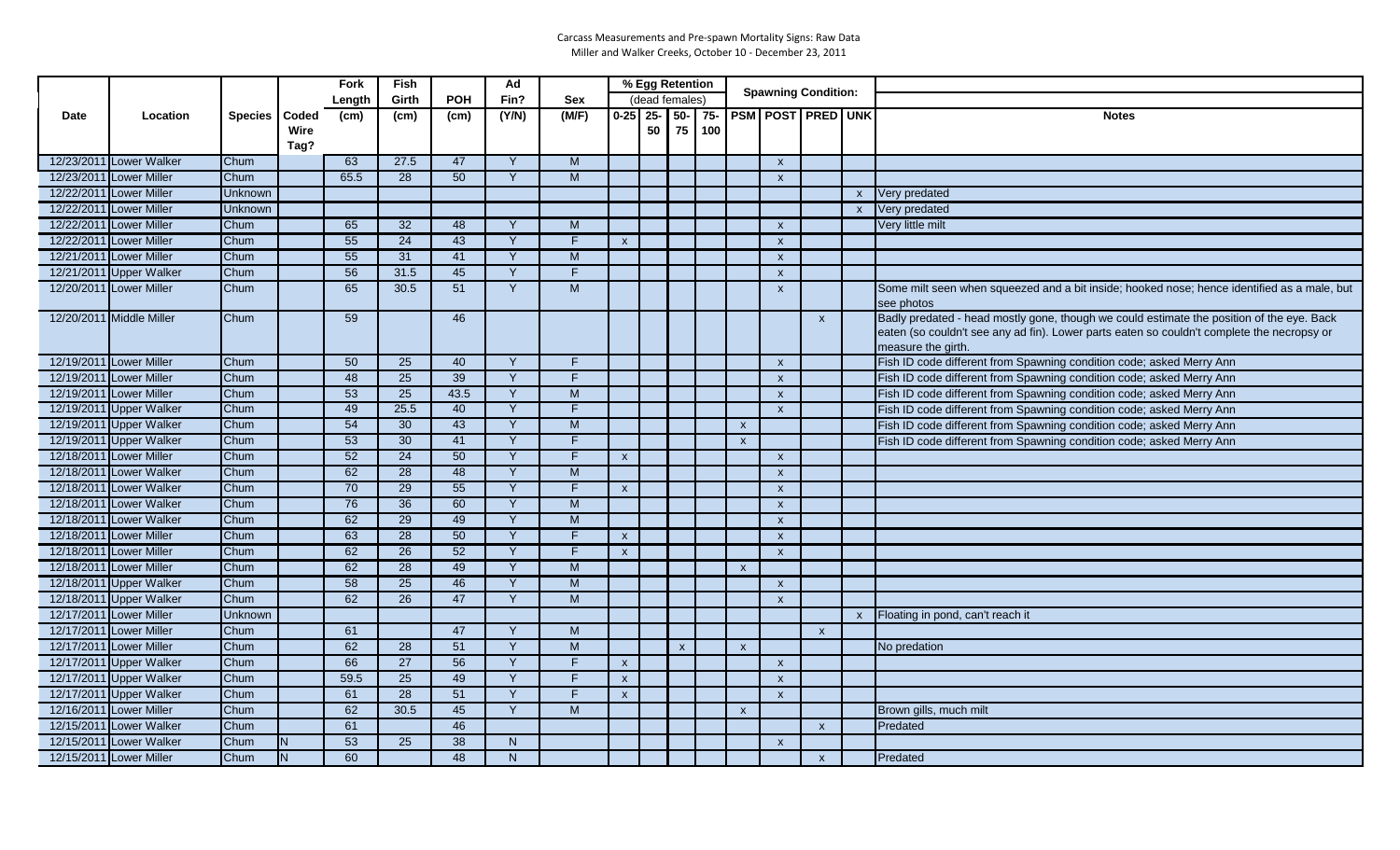Carcass Measurements and Pre-spawn Mortality Signs: Raw Data

Miller and Walker Creeks, October 10 - December 23, 2011

| Date | Location | Species | Coded Wire Tag? | Fork Length (cm) | Fish Girth (cm) | POH (cm) | Ad Fin? (Y/N) | Sex (M/F) | % Egg Retention (dead females) | | | | Spawning Condition: | | | | Notes |
|---|---|---|---|---|---|---|---|---|---|---|---|---|---|---|---|---|---|
| | | | | | | | | | 0-25 | 25-50 | 50-75 | 75-100 | PSM | POST | PRED | UNK | |
| 12/23/2011 | Lower Walker | Chum | | 63 | 27.5 | 47 | Y | M | | | | | | x | | | |
| 12/23/2011 | Lower Miller | Chum | | 65.5 | 28 | 50 | Y | M | | | | | | x | | | |
| 12/22/2011 | Lower Miller | Unknown | | | | | | | | | | | | | | x | Very predated |
| 12/22/2011 | Lower Miller | Unknown | | | | | | | | | | | | | | x | Very predated |
| 12/22/2011 | Lower Miller | Chum | | 65 | 32 | 48 | Y | M | | | | | | x | | | Very little milt |
| 12/22/2011 | Lower Miller | Chum | | 55 | 24 | 43 | Y | F | x | | | | | x | | | |
| 12/21/2011 | Lower Miller | Chum | | 55 | 31 | 41 | Y | M | | | | | | x | | | |
| 12/21/2011 | Upper Walker | Chum | | 56 | 31.5 | 45 | Y | F | | | | | | x | | | |
| 12/20/2011 | Lower Miller | Chum | | 65 | 30.5 | 51 | Y | M | | | | | | x | | | Some milt seen when squeezed and a bit inside; hooked nose; hence identified as a male, but see photos |
| 12/20/2011 | Middle Miller | Chum | | 59 | | 46 | | | | | | | | | x | | Badly predated - head mostly gone, though we could estimate the position of the eye. Back eaten (so couldn't see any ad fin). Lower parts eaten so couldn't complete the necropsy or measure the girth. |
| 12/19/2011 | Lower Miller | Chum | | 50 | 25 | 40 | Y | F | | | | | | x | | | Fish ID code different from Spawning condition code; asked Merry Ann |
| 12/19/2011 | Lower Miller | Chum | | 48 | 25 | 39 | Y | F | | | | | | x | | | Fish ID code different from Spawning condition code; asked Merry Ann |
| 12/19/2011 | Lower Miller | Chum | | 53 | 25 | 43.5 | Y | M | | | | | | x | | | Fish ID code different from Spawning condition code; asked Merry Ann |
| 12/19/2011 | Upper Walker | Chum | | 49 | 25.5 | 40 | Y | F | | | | | | x | | | Fish ID code different from Spawning condition code; asked Merry Ann |
| 12/19/2011 | Upper Walker | Chum | | 54 | 30 | 43 | Y | M | | | | | x | | | | Fish ID code different from Spawning condition code; asked Merry Ann |
| 12/19/2011 | Upper Walker | Chum | | 53 | 30 | 41 | Y | F | | | | | x | | | | Fish ID code different from Spawning condition code; asked Merry Ann |
| 12/18/2011 | Lower Miller | Chum | | 52 | 24 | 50 | Y | F | x | | | | | x | | | |
| 12/18/2011 | Lower Walker | Chum | | 62 | 28 | 48 | Y | M | | | | | | x | | | |
| 12/18/2011 | Lower Walker | Chum | | 70 | 29 | 55 | Y | F | x | | | | | x | | | |
| 12/18/2011 | Lower Walker | Chum | | 76 | 36 | 60 | Y | M | | | | | | x | | | |
| 12/18/2011 | Lower Walker | Chum | | 62 | 29 | 49 | Y | M | | | | | | x | | | |
| 12/18/2011 | Lower Miller | Chum | | 63 | 28 | 50 | Y | F | x | | | | | x | | | |
| 12/18/2011 | Lower Walker | Chum | | 62 | 26 | 52 | Y | F | x | | | | | x | | | |
| 12/18/2011 | Lower Miller | Chum | | 62 | 28 | 49 | Y | M | | | | | x | | | | |
| 12/18/2011 | Upper Walker | Chum | | 58 | 25 | 46 | Y | M | | | | | | x | | | |
| 12/18/2011 | Upper Walker | Chum | | 62 | 26 | 47 | Y | M | | | | | | x | | | |
| 12/17/2011 | Lower Miller | Unknown | | | | | | | | | | | | | | x | Floating in pond, can't reach it |
| 12/17/2011 | Lower Miller | Chum | | 61 | | 47 | Y | M | | | | | | | x | | |
| 12/17/2011 | Lower Miller | Chum | | 62 | 28 | 51 | Y | M | | | x | | x | | | | No predation |
| 12/17/2011 | Upper Walker | Chum | | 66 | 27 | 56 | Y | F | x | | | | | x | | | |
| 12/17/2011 | Upper Walker | Chum | | 59.5 | 25 | 49 | Y | F | x | | | | | x | | | |
| 12/17/2011 | Upper Walker | Chum | | 61 | 28 | 51 | Y | F | x | | | | | x | | | |
| 12/16/2011 | Lower Miller | Chum | | 62 | 30.5 | 45 | Y | M | | | | | x | | | | Brown gills, much milt |
| 12/15/2011 | Lower Walker | Chum | | 61 | | 46 | | | | | | | | | x | | Predated |
| 12/15/2011 | Lower Walker | Chum | N | 53 | 25 | 38 | N | | | | | | | x | | | |
| 12/15/2011 | Lower Miller | Chum | N | 60 | | 48 | N | | | | | | | | x | | Predated |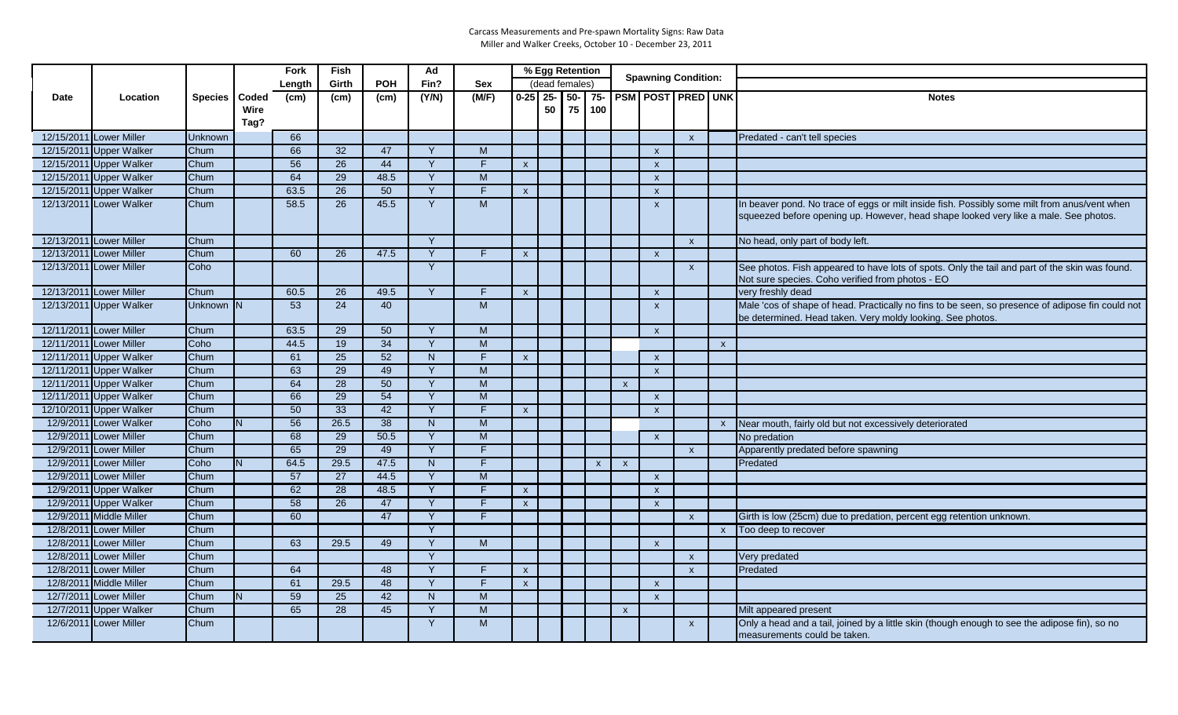| Date | Location | Species | Coded Wire Tag? | Fork Length (cm) | Fish Girth (cm) | POH (cm) | Ad Fin? (Y/N) | Sex (M/F) | % Egg Retention (dead females) | | | | Spawning Condition: | | | | Notes |
|---|---|---|---|---|---|---|---|---|---|---|---|---|---|---|---|---|---|
| | | | | | | | | | 0-25 | 25-50 | 50-75 | 75-100 | PSM | POST | PRED | UNK | |
| 12/15/2011 | Lower Miller | Unknown | | 66 | | | | | | | | | | | x | | Predated - can't tell species |
| 12/15/2011 | Upper Walker | Chum | | 66 | 32 | 47 | Y | M | | | | | | x | | | |
| 12/15/2011 | Upper Walker | Chum | | 56 | 26 | 44 | Y | F | x | | | | | x | | | |
| 12/15/2011 | Upper Walker | Chum | | 64 | 29 | 48.5 | Y | M | | | | | | x | | | |
| 12/15/2011 | Upper Walker | Chum | | 63.5 | 26 | 50 | Y | F | x | | | | | x | | | |
| 12/13/2011 | Lower Walker | Chum | | 58.5 | 26 | 45.5 | Y | M | | | | | | x | | | In beaver pond. No trace of eggs or milt inside fish. Possibly some milt from anus/vent when squeezed before opening up. However, head shape looked very like a male. See photos. |
| 12/13/2011 | Lower Miller | Chum | | | | | Y | | | | | | | | x | | No head, only part of body left. |
| 12/13/2011 | Lower Miller | Chum | | 60 | 26 | 47.5 | Y | F | x | | | | | x | | | |
| 12/13/2011 | Lower Miller | Coho | | | | | Y | | | | | | | | x | | See photos. Fish appeared to have lots of spots. Only the tail and part of the skin was found. Not sure species. Coho verified from photos - EO |
| 12/13/2011 | Lower Miller | Chum | | 60.5 | 26 | 49.5 | Y | F | x | | | | | x | | | very freshly dead |
| 12/13/2011 | Upper Walker | Unknown | N | 53 | 24 | 40 | | M | | | | | | x | | | Male 'cos of shape of head. Practically no fins to be seen, so presence of adipose fin could not be determined. Head taken. Very moldy looking. See photos. |
| 12/11/2011 | Lower Miller | Chum | | 63.5 | 29 | 50 | Y | M | | | | | | x | | | |
| 12/11/2011 | Lower Miller | Coho | | 44.5 | 19 | 34 | Y | M | | | | | | | | x | |
| 12/11/2011 | Upper Walker | Chum | | 61 | 25 | 52 | N | F | x | | | | | x | | | |
| 12/11/2011 | Upper Walker | Chum | | 63 | 29 | 49 | Y | M | | | | | | x | | | |
| 12/11/2011 | Upper Walker | Chum | | 64 | 28 | 50 | Y | M | | | | | x | | | | |
| 12/11/2011 | Upper Walker | Chum | | 66 | 29 | 54 | Y | M | | | | | | x | | | |
| 12/10/2011 | Upper Walker | Chum | | 50 | 33 | 42 | Y | F | x | | | | | x | | | |
| 12/9/2011 | Lower Walker | Coho | N | 56 | 26.5 | 38 | N | M | | | | | | | | x | Near mouth, fairly old but not excessively deteriorated |
| 12/9/2011 | Lower Miller | Chum | | 68 | 29 | 50.5 | Y | M | | | | | | x | | | No predation |
| 12/9/2011 | Lower Miller | Chum | | 65 | 29 | 49 | Y | F | | | | | | | x | | Apparently predated before spawning |
| 12/9/2011 | Lower Miller | Coho | N | 64.5 | 29.5 | 47.5 | N | F | | | | x | x | | | | Predated |
| 12/9/2011 | Lower Miller | Chum | | 57 | 27 | 44.5 | Y | M | | | | | | x | | | |
| 12/9/2011 | Upper Walker | Chum | | 62 | 28 | 48.5 | Y | F | x | | | | | x | | | |
| 12/9/2011 | Upper Walker | Chum | | 58 | 26 | 47 | Y | F | x | | | | | x | | | |
| 12/9/2011 | Middle Miller | Chum | | 60 | | 47 | Y | F | | | | | | | x | | Girth is low (25cm) due to predation, percent egg retention unknown. |
| 12/8/2011 | Lower Miller | Chum | | | | | Y | | | | | | | | | x | Too deep to recover |
| 12/8/2011 | Lower Miller | Chum | | 63 | 29.5 | 49 | Y | M | | | | | | x | | | |
| 12/8/2011 | Lower Miller | Chum | | | | | Y | | | | | | | | x | | Very predated |
| 12/8/2011 | Lower Miller | Chum | | 64 | | 48 | Y | F | x | | | | | | x | | Predated |
| 12/8/2011 | Middle Miller | Chum | | 61 | 29.5 | 48 | Y | F | x | | | | | x | | | |
| 12/7/2011 | Lower Miller | Chum | N | 59 | 25 | 42 | N | M | | | | | | x | | | |
| 12/7/2011 | Upper Walker | Chum | | 65 | 28 | 45 | Y | M | | | | | x | | | | Milt appeared present |
| 12/6/2011 | Lower Miller | Chum | | | | | Y | M | | | | | | | x | | Only a head and a tail, joined by a little skin (though enough to see the adipose fin), so no measurements could be taken. |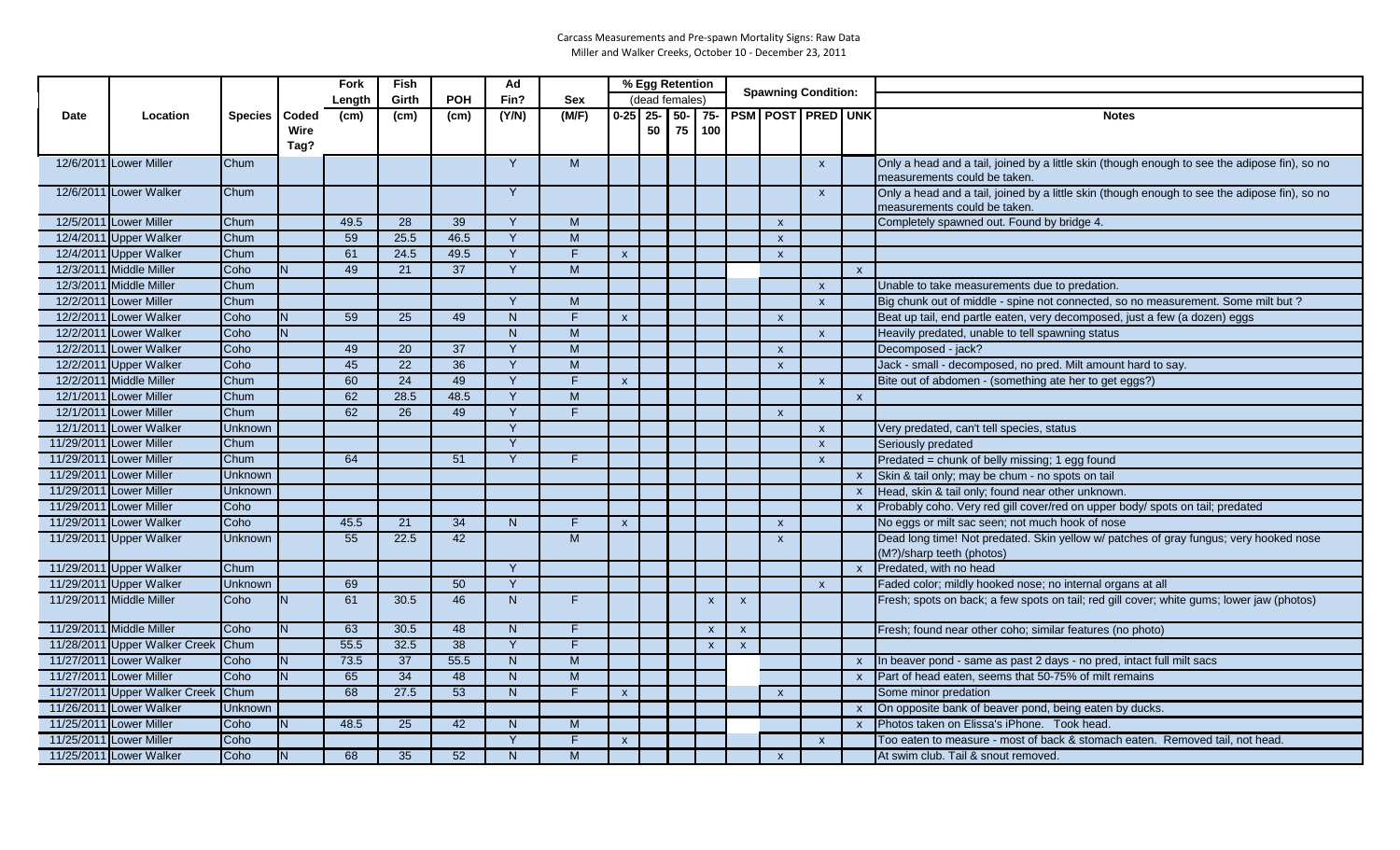# Carcass Measurements and Pre-spawn Mortality Signs: Raw Data

## Miller and Walker Creeks, October 10 - December 23, 2011

| Date | Location | Species | Coded Wire Tag? | Fork Length (cm) | Fish Girth (cm) | POH (cm) | Ad Fin? (Y/N) | Sex (M/F) | % Egg Retention (dead females) | | | | Spawning Condition: | | | | Notes |
|---|---|---|---|---|---|---|---|---|---|---|---|---|---|---|---|---|---|
| | | | | | | | | | 0-25 | 25-50 | 50-75 | 75-100 | PSM | POST | PRED | UNK | |
| 12/6/2011 | Lower Miller | Chum | | | | | Y | M | | | | | | | x | | Only a head and a tail, joined by a little skin (though enough to see the adipose fin), so no measurements could be taken. |
| 12/6/2011 | Lower Walker | Chum | | | | | Y | | | | | | | | x | | Only a head and a tail, joined by a little skin (though enough to see the adipose fin), so no measurements could be taken. |
| 12/5/2011 | Lower Miller | Chum | | 49.5 | 28 | 39 | Y | M | | | | | | x | | | Completely spawned out. Found by bridge 4. |
| 12/4/2011 | Upper Walker | Chum | | 59 | 25.5 | 46.5 | Y | M | | | | | | x | | | |
| 12/4/2011 | Upper Walker | Chum | | 61 | 24.5 | 49.5 | Y | F | x | | | | | x | | | |
| 12/3/2011 | Middle Miller | Coho | N | 49 | 21 | 37 | Y | M | | | | | | | | x | |
| 12/3/2011 | Middle Miller | Chum | | | | | | | | | | | | | x | | Unable to take measurements due to predation. |
| 12/2/2011 | Lower Miller | Chum | | | | | Y | M | | | | | | | x | | Big chunk out of middle - spine not connected, so no measurement. Some milt but ? |
| 12/2/2011 | Lower Walker | Coho | N | 59 | 25 | 49 | N | F | x | | | | | x | | | Beat up tail, end partle eaten, very decomposed, just a few (a dozen) eggs |
| 12/2/2011 | Lower Walker | Coho | N | | | | N | M | | | | | | | x | | Heavily predated, unable to tell spawning status |
| 12/2/2011 | Lower Walker | Coho | | 49 | 20 | 37 | Y | M | | | | | | x | | | Decomposed - jack? |
| 12/2/2011 | Upper Walker | Coho | | 45 | 22 | 36 | Y | M | | | | | | x | | | Jack - small - decomposed, no pred. Milt amount hard to say. |
| 12/2/2011 | Middle Miller | Chum | | 60 | 24 | 49 | Y | F | x | | | | | | x | | Bite out of abdomen - (something ate her to get eggs?) |
| 12/1/2011 | Lower Miller | Chum | | 62 | 28.5 | 48.5 | Y | M | | | | | | | | x | |
| 12/1/2011 | Lower Miller | Chum | | 62 | 26 | 49 | Y | F | | | | | | x | | | |
| 12/1/2011 | Lower Walker | Unknown | | | | | Y | | | | | | | | x | | Very predated, can't tell species, status |
| 11/29/2011 | Lower Miller | Chum | | | | | Y | | | | | | | | x | | Seriously predated |
| 11/29/2011 | Lower Miller | Chum | | 64 | | 51 | Y | F | | | | | | | x | | Predated = chunk of belly missing; 1 egg found |
| 11/29/2011 | Lower Miller | Unknown | | | | | | | | | | | | | | x | Skin & tail only; may be chum - no spots on tail |
| 11/29/2011 | Lower Miller | Unknown | | | | | | | | | | | | | | x | Head, skin & tail only; found near other unknown. |
| 11/29/2011 | Lower Miller | Coho | | | | | | | | | | | | | | x | Probably coho. Very red gill cover/red on upper body/ spots on tail; predated |
| 11/29/2011 | Lower Walker | Coho | | 45.5 | 21 | 34 | N | F | x | | | | | x | | | No eggs or milt sac seen; not much hook of nose |
| 11/29/2011 | Upper Walker | Unknown | | 55 | 22.5 | 42 | | M | | | | | | x | | | Dead long time! Not predated. Skin yellow w/ patches of gray fungus; very hooked nose (M?)/sharp teeth (photos) |
| 11/29/2011 | Upper Walker | Chum | | | | | Y | | | | | | | | | x | Predated, with no head |
| 11/29/2011 | Upper Walker | Unknown | | 69 | | 50 | Y | | | | | | | | x | | Faded color; mildly hooked nose; no internal organs at all |
| 11/29/2011 | Middle Miller | Coho | N | 61 | 30.5 | 46 | N | F | | | | x | x | | | | Fresh; spots on back; a few spots on tail; red gill cover; white gums; lower jaw (photos) |
| 11/29/2011 | Middle Miller | Coho | N | 63 | 30.5 | 48 | N | F | | | | x | x | | | | Fresh; found near other coho; similar features (no photo) |
| 11/28/2011 | Upper Walker Creek | Chum | | 55.5 | 32.5 | 38 | Y | F | | | | x | x | | | | |
| 11/27/2011 | Lower Walker | Coho | N | 73.5 | 37 | 55.5 | N | M | | | | | | | | x | In beaver pond - same as past 2 days - no pred, intact full milt sacs |
| 11/27/2011 | Lower Miller | Coho | N | 65 | 34 | 48 | N | M | | | | | | | | x | Part of head eaten, seems that 50-75% of milt remains |
| 11/27/2011 | Upper Walker Creek | Chum | | 68 | 27.5 | 53 | N | F | x | | | | | x | | | Some minor predation |
| 11/26/2011 | Lower Walker | Unknown | | | | | | | | | | | | | | x | On opposite bank of beaver pond, being eaten by ducks. |
| 11/25/2011 | Lower Miller | Coho | N | 48.5 | 25 | 42 | N | M | | | | | | | | x | Photos taken on Elissa's iPhone. Took head. |
| 11/25/2011 | Lower Miller | Coho | | | | | Y | F | x | | | | | | x | | Too eaten to measure - most of back & stomach eaten. Removed tail, not head. |
| 11/25/2011 | Lower Walker | Coho | N | 68 | 35 | 52 | N | M | | | | | | x | | | At swim club. Tail & snout removed. |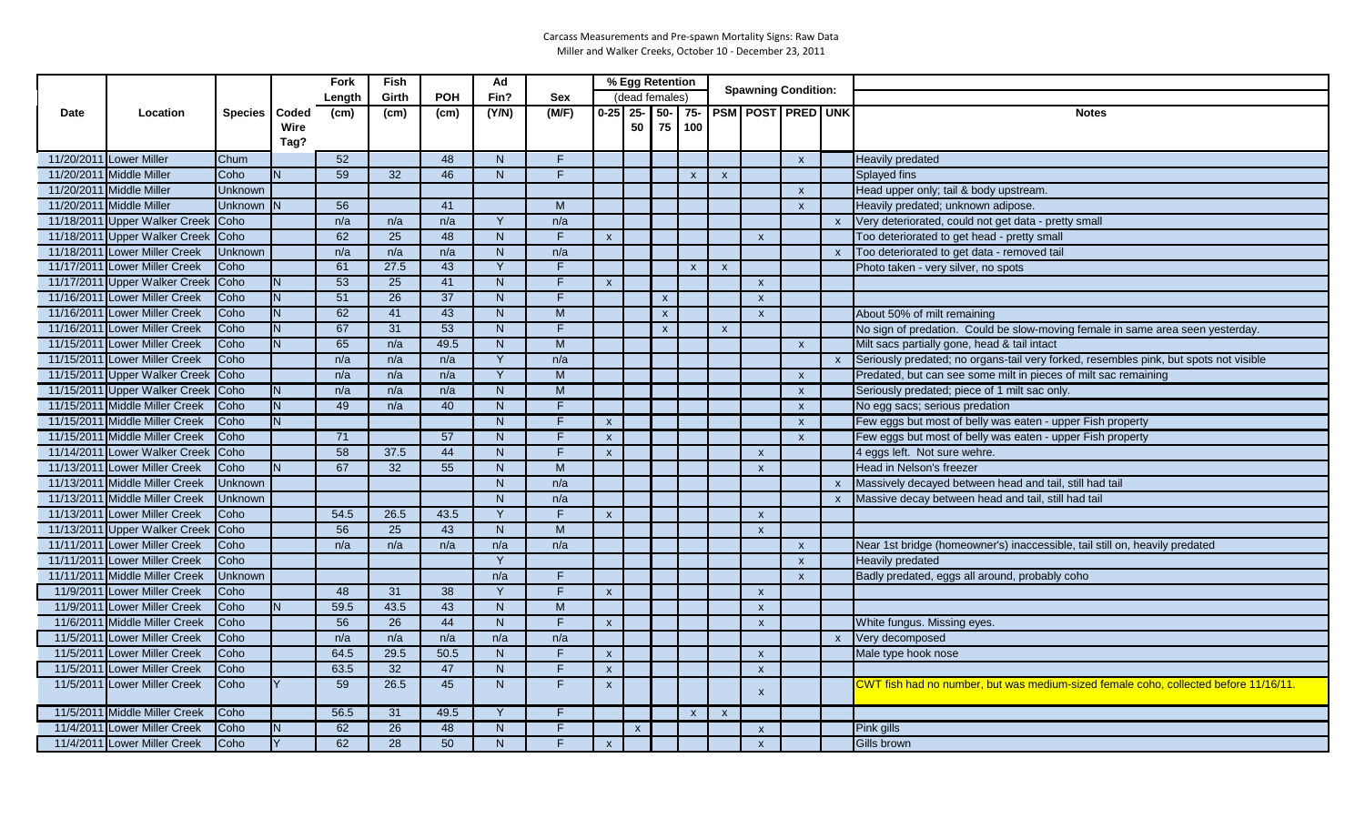Carcass Measurements and Pre-spawn Mortality Signs: Raw Data
Miller and Walker Creeks, October 10 - December 23, 2011

| Date | Location | Species | Coded Wire Tag? | Fork Length (cm) | Fish Girth (cm) | POH (cm) | Ad Fin? (Y/N) | Sex (M/F) | % Egg Retention (dead females) | | | | Spawning Condition: | | | | Notes |
|---|---|---|---|---|---|---|---|---|---|---|---|---|---|---|---|---|---|
| | | | | | | | | | 0-25 | 25-50 | 50-75 | 75-100 | PSM | POST | PRED | UNK | |
| 11/20/2011 | Lower Miller | Chum | | 52 | | 48 | N | F | | | | | | | x | | Heavily predated |
| 11/20/2011 | Middle Miller | Coho | N | 59 | 32 | 46 | N | F | | | | x | x | | | | Splayed fins |
| 11/20/2011 | Middle Miller | Unknown | | | | | | | | | | | | | x | | Head upper only; tail & body upstream. |
| 11/20/2011 | Middle Miller | Unknown | N | 56 | | 41 | | M | | | | | | | x | | Heavily predated; unknown adipose. |
| 11/18/2011 | Upper Walker Creek | Coho | | n/a | n/a | n/a | Y | n/a | | | | | | | | x | Very deteriorated, could not get data - pretty small |
| 11/18/2011 | Upper Walker Creek | Coho | | 62 | 25 | 48 | N | F | x | | | | | x | | | Too deteriorated to get head - pretty small |
| 11/18/2011 | Lower Miller Creek | Unknown | | n/a | n/a | n/a | N | n/a | | | | | | | | x | Too deteriorated to get data - removed tail |
| 11/17/2011 | Lower Miller Creek | Coho | | 61 | 27.5 | 43 | Y | F | | | | x | x | | | | Photo taken - very silver, no spots |
| 11/17/2011 | Upper Walker Creek | Coho | N | 53 | 25 | 41 | N | F | x | | | | | x | | | |
| 11/16/2011 | Lower Miller Creek | Coho | N | 51 | 26 | 37 | N | F | | | x | | | x | | | |
| 11/16/2011 | Lower Miller Creek | Coho | N | 62 | 41 | 43 | N | M | | | x | | | x | | | About 50% of milt remaining |
| 11/16/2011 | Lower Miller Creek | Coho | N | 67 | 31 | 53 | N | F | | | x | | x | | | | No sign of predation. Could be slow-moving female in same area seen yesterday. |
| 11/15/2011 | Lower Miller Creek | Coho | N | 65 | n/a | 49.5 | N | M | | | | | | | x | | Milt sacs partially gone, head & tail intact |
| 11/15/2011 | Lower Miller Creek | Coho | | n/a | n/a | n/a | Y | n/a | | | | | | | | x | Seriously predated; no organs-tail very forked, resembles pink, but spots not visible |
| 11/15/2011 | Upper Walker Creek | Coho | | n/a | n/a | n/a | Y | M | | | | | | | x | | Predated, but can see some milt in pieces of milt sac remaining |
| 11/15/2011 | Upper Walker Creek | Coho | N | n/a | n/a | n/a | N | M | | | | | | | x | | Seriously predated; piece of 1 milt sac only. |
| 11/15/2011 | Middle Miller Creek | Coho | N | 49 | n/a | 40 | N | F | | | | | | | x | | No egg sacs; serious predation |
| 11/15/2011 | Middle Miller Creek | Coho | N | | | | N | F | x | | | | | | x | | Few eggs but most of belly was eaten - upper Fish property |
| 11/15/2011 | Middle Miller Creek | Coho | | 71 | | 57 | N | F | x | | | | | | x | | Few eggs but most of belly was eaten - upper Fish property |
| 11/14/2011 | Lower Walker Creek | Coho | | 58 | 37.5 | 44 | N | F | x | | | | | x | | | 4 eggs left. Not sure wehre. |
| 11/13/2011 | Lower Miller Creek | Coho | N | 67 | 32 | 55 | N | M | | | | | | x | | | Head in Nelson's freezer |
| 11/13/2011 | Middle Miller Creek | Unknown | | | | | N | n/a | | | | | | | | x | Massively decayed between head and tail, still had tail |
| 11/13/2011 | Middle Miller Creek | Unknown | | | | | N | n/a | | | | | | | | x | Massive decay between head and tail, still had tail |
| 11/13/2011 | Lower Miller Creek | Coho | | 54.5 | 26.5 | 43.5 | Y | F | x | | | | | x | | | |
| 11/13/2011 | Upper Walker Creek | Coho | | 56 | 25 | 43 | N | M | | | | | | x | | | |
| 11/11/2011 | Lower Miller Creek | Coho | | n/a | n/a | n/a | n/a | n/a | | | | | | | x | | Near 1st bridge (homeowner's) inaccessible, tail still on, heavily predated |
| 11/11/2011 | Lower Miller Creek | Coho | | | | | Y | | | | | | | | x | | Heavily predated |
| 11/11/2011 | Middle Miller Creek | Unknown | | | | | n/a | F | | | | | | | x | | Badly predated, eggs all around, probably coho |
| 11/9/2011 | Lower Miller Creek | Coho | | 48 | 31 | 38 | Y | F | x | | | | | x | | | |
| 11/9/2011 | Lower Miller Creek | Coho | N | 59.5 | 43.5 | 43 | N | M | | | | | | x | | | |
| 11/6/2011 | Middle Miller Creek | Coho | | 56 | 26 | 44 | N | F | x | | | | | x | | | White fungus. Missing eyes. |
| 11/5/2011 | Lower Miller Creek | Coho | | n/a | n/a | n/a | n/a | n/a | | | | | | | | x | Very decomposed |
| 11/5/2011 | Lower Miller Creek | Coho | | 64.5 | 29.5 | 50.5 | N | F | x | | | | | x | | | Male type hook nose |
| 11/5/2011 | Lower Miller Creek | Coho | | 63.5 | 32 | 47 | N | F | x | | | | | x | | | |
| 11/5/2011 | Lower Miller Creek | Coho | Y | 59 | 26.5 | 45 | N | F | x | | | | | x | | | CWT fish had no number, but was medium-sized female coho, collected before 11/16/11. |
| 11/5/2011 | Middle Miller Creek | Coho | | 56.5 | 31 | 49.5 | Y | F | | | | x | x | | | | |
| 11/4/2011 | Lower Miller Creek | Coho | N | 62 | 26 | 48 | N | F | | x | | | | x | | | Pink gills |
| 11/4/2011 | Lower Miller Creek | Coho | Y | 62 | 28 | 50 | N | F | x | | | | | x | | | Gills brown |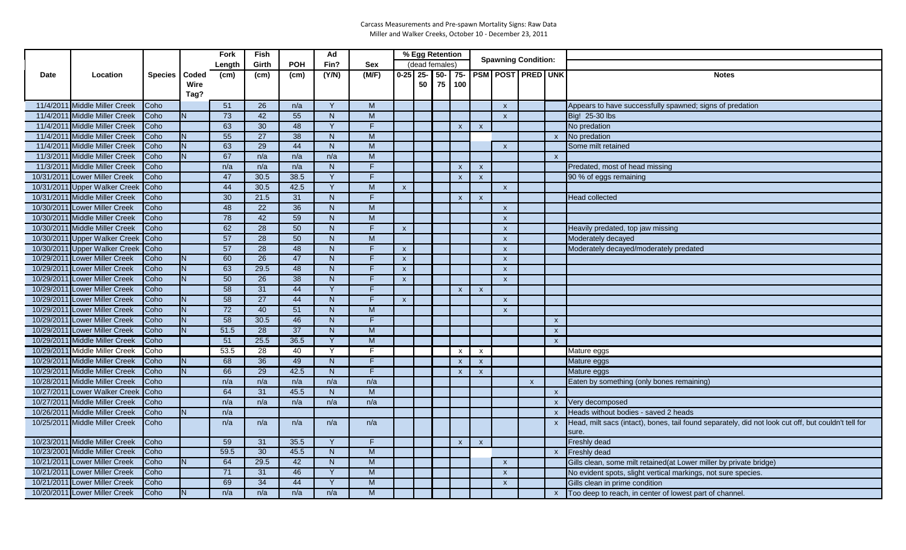# Carcass Measurements and Pre-spawn Mortality Signs: Raw Data
## Miller and Walker Creeks, October 10 - December 23, 2011

| Date | Location | Species | Coded Wire Tag? | Fork Length (cm) | Fish Girth (cm) | POH (cm) | Ad Fin? (Y/N) | Sex (M/F) | % Egg Retention (dead females) 0-25 | 25-50 | 50-75 | 75-100 | Spawning Condition: PSM | POST | PRED | UNK | Notes |
|---|---|---|---|---|---|---|---|---|---|---|---|---|---|---|---|---|---|
| 11/4/2011 | Middle Miller Creek | Coho | | 51 | 26 | n/a | Y | M | | | | | | x | | | Appears to have successfully spawned; signs of predation |
| 11/4/2011 | Middle Miller Creek | Coho | N | 73 | 42 | 55 | N | M | | | | | | x | | | Big! 25-30 lbs |
| 11/4/2011 | Middle Miller Creek | Coho | | 63 | 30 | 48 | Y | F | | | | x | x | | | | No predation |
| 11/4/2011 | Middle Miller Creek | Coho | N | 55 | 27 | 38 | N | M | | | | | | | | x | No predation |
| 11/4/2011 | Middle Miller Creek | Coho | N | 63 | 29 | 44 | N | M | | | | | | x | | | Some milt retained |
| 11/3/2011 | Middle Miller Creek | Coho | N | 67 | n/a | n/a | n/a | M | | | | | | | | x | |
| 11/3/2011 | Middle Miller Creek | Coho | | n/a | n/a | n/a | N | F | | | | x | x | | | | Predated, most of head missing |
| 10/31/2011 | Lower Miller Creek | Coho | | 47 | 30.5 | 38.5 | Y | F | | | | x | x | | | | 90 % of eggs remaining |
| 10/31/2011 | Upper Walker Creek | Coho | | 44 | 30.5 | 42.5 | Y | M | x | | | | | x | | | |
| 10/31/2011 | Middle Miller Creek | Coho | | 30 | 21.5 | 31 | N | F | | | | x | x | | | | Head collected |
| 10/30/2011 | Lower Miller Creek | Coho | | 48 | 22 | 36 | N | M | | | | | | x | | | |
| 10/30/2011 | Middle Miller Creek | Coho | | 78 | 42 | 59 | N | M | | | | | | x | | | |
| 10/30/2011 | Middle Miller Creek | Coho | | 62 | 28 | 50 | N | F | x | | | | | x | | | Heavily predated, top jaw missing |
| 10/30/2011 | Upper Walker Creek | Coho | | 57 | 28 | 50 | N | M | | | | | | x | | | Moderately decayed |
| 10/30/2011 | Upper Walker Creek | Coho | | 57 | 28 | 48 | N | F | x | | | | | x | | | Moderately decayed/moderately predated |
| 10/29/2011 | Lower Miller Creek | Coho | N | 60 | 26 | 47 | N | F | x | | | | | x | | | |
| 10/29/2011 | Lower Miller Creek | Coho | N | 63 | 29.5 | 48 | N | F | x | | | | | x | | | |
| 10/29/2011 | Lower Miller Creek | Coho | N | 50 | 26 | 38 | N | F | x | | | | | x | | | |
| 10/29/2011 | Lower Miller Creek | Coho | | 58 | 31 | 44 | Y | F | | | | x | x | | | | |
| 10/29/2011 | Lower Miller Creek | Coho | N | 58 | 27 | 44 | N | F | x | | | | | x | | | |
| 10/29/2011 | Lower Miller Creek | Coho | N | 72 | 40 | 51 | N | M | | | | | | x | | | |
| 10/29/2011 | Lower Miller Creek | Coho | N | 58 | 30.5 | 46 | N | F | | | | | | | | x | |
| 10/29/2011 | Lower Miller Creek | Coho | N | 51.5 | 28 | 37 | N | M | | | | | | | | x | |
| 10/29/2011 | Middle Miller Creek | Coho | | 51 | 25.5 | 36.5 | Y | M | | | | | | | | x | |
| 10/29/2011 | Middle Miller Creek | Coho | | 53.5 | 28 | 40 | Y | F | | | | x | x | | | | Mature eggs |
| 10/29/2011 | Middle Miller Creek | Coho | N | 68 | 36 | 49 | N | F | | | | x | x | | | | Mature eggs |
| 10/29/2011 | Middle Miller Creek | Coho | N | 66 | 29 | 42.5 | N | F | | | | x | x | | | | Mature eggs |
| 10/28/2011 | Middle Miller Creek | Coho | | n/a | n/a | n/a | n/a | n/a | | | | | | | x | | Eaten by something (only bones remaining) |
| 10/27/2011 | Lower Walker Creek | Coho | | 64 | 31 | 45.5 | N | M | | | | | | | | x | |
| 10/27/2011 | Middle Miller Creek | Coho | | n/a | n/a | n/a | n/a | n/a | | | | | | | | x | Very decomposed |
| 10/26/2011 | Middle Miller Creek | Coho | N | n/a | | | | | | | | | | | | x | Heads without bodies - saved 2 heads |
| 10/25/2011 | Middle Miller Creek | Coho | | n/a | n/a | n/a | n/a | n/a | | | | | | | | x | Head, milt sacs (intact), bones, tail found separately, did not look cut off, but couldn't tell for sure. |
| 10/23/2011 | Middle Miller Creek | Coho | | 59 | 31 | 35.5 | Y | F | | | | x | x | | | | Freshly dead |
| 10/23/2001 | Middle Miller Creek | Coho | | 59.5 | 30 | 45.5 | N | M | | | | | | | | x | Freshly dead |
| 10/21/2011 | Lower Miller Creek | Coho | N | 64 | 29.5 | 42 | N | M | | | | | | x | | | Gills clean, some milt retained(at Lower miller by private bridge) |
| 10/21/2011 | Lower Miller Creek | Coho | | 71 | 31 | 46 | Y | M | | | | | | x | | | No evident spots, slight vertical markings, not sure species. |
| 10/21/2011 | Lower Miller Creek | Coho | | 69 | 34 | 44 | Y | M | | | | | | x | | | Gills clean in prime condition |
| 10/20/2011 | Lower Miller Creek | Coho | N | n/a | n/a | n/a | n/a | M | | | | | | | | x | Too deep to reach, in center of lowest part of channel. |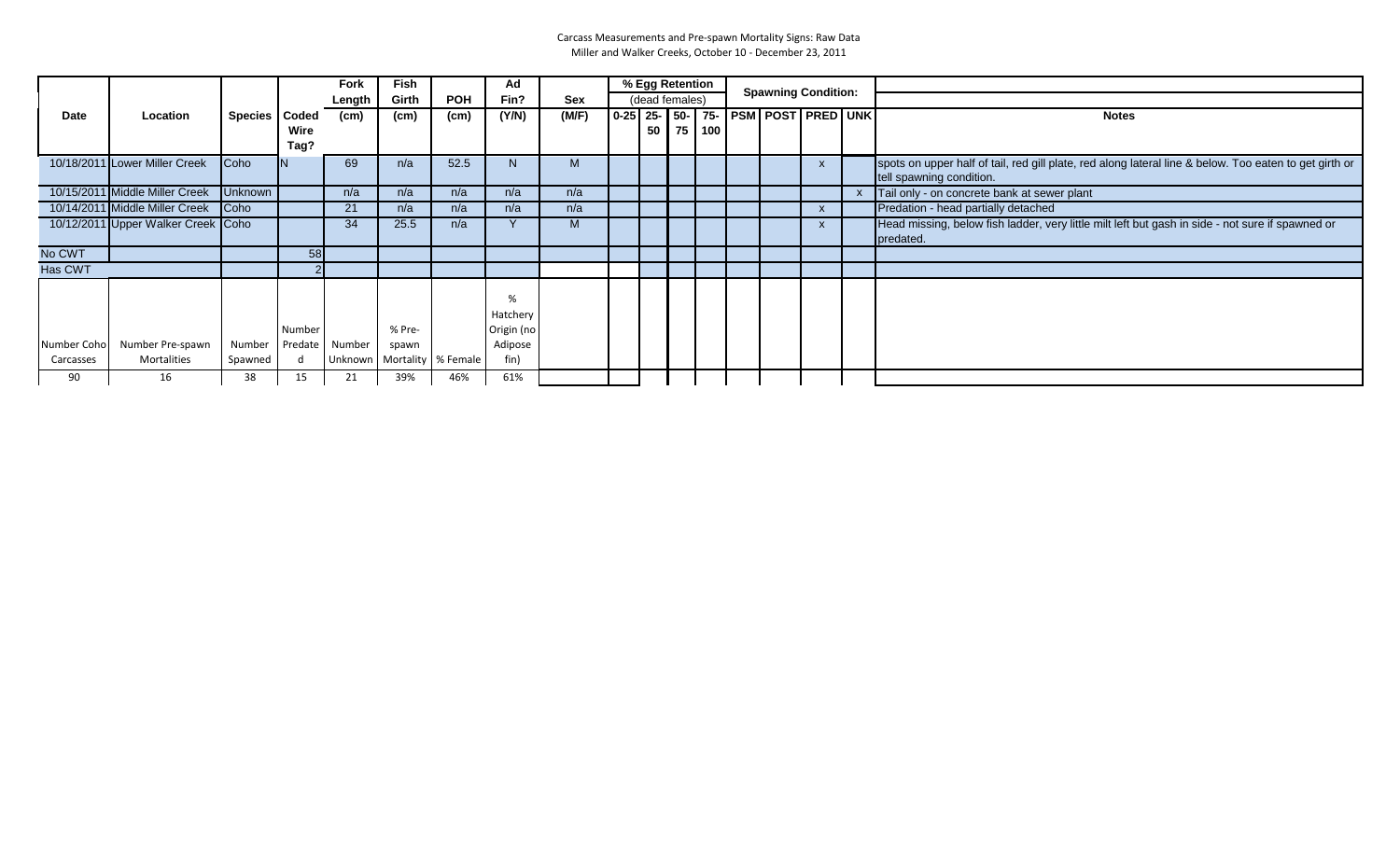Carcass Measurements and Pre-spawn Mortality Signs: Raw Data
Miller and Walker Creeks, October 10 - December 23, 2011

| Date | Location | Species | Coded Wire Tag? | Fork Length (cm) | Fish Girth (cm) | POH (cm) | Ad Fin? (Y/N) | Sex (M/F) | % Egg Retention (dead females) 0-25 | 25-50 | 50-75 | 75-100 | Spawning Condition: PSM | POST | PRED | UNK | Notes |
|---|---|---|---|---|---|---|---|---|---|---|---|---|---|---|---|---|---|
| 10/18/2011 | Lower Miller Creek | Coho | N | 69 | n/a | 52.5 | N | M | | | | | | | x | | spots on upper half of tail, red gill plate, red along lateral line & below. Too eaten to get girth or tell spawning condition. |
| 10/15/2011 | Middle Miller Creek | Unknown | | n/a | n/a | n/a | n/a | n/a | | | | | | | | x | Tail only - on concrete bank at sewer plant |
| 10/14/2011 | Middle Miller Creek | Coho | | 21 | n/a | n/a | n/a | n/a | | | | | | | x | | Predation - head partially detached |
| 10/12/2011 | Upper Walker Creek | Coho | | 34 | 25.5 | n/a | Y | M | | | | | | | x | | Head missing, below fish ladder, very little milt left but gash in side - not sure if spawned or predated. |
| No CWT | | | 58 | | | | | | | | | | | | | | |
| Has CWT | | | 2 | | | | | | | | | | | | | | |

| Number Coho Carcasses | Number Pre-spawn Mortalities | Number Spawned | Number Predated | Number Unknown | % Pre-spawn Mortality | % Female | % Hatchery Origin (no Adipose fin) |
|---|---|---|---|---|---|---|---|
| 90 | 16 | 38 | 15 | 21 | 39% | 46% | 61% |